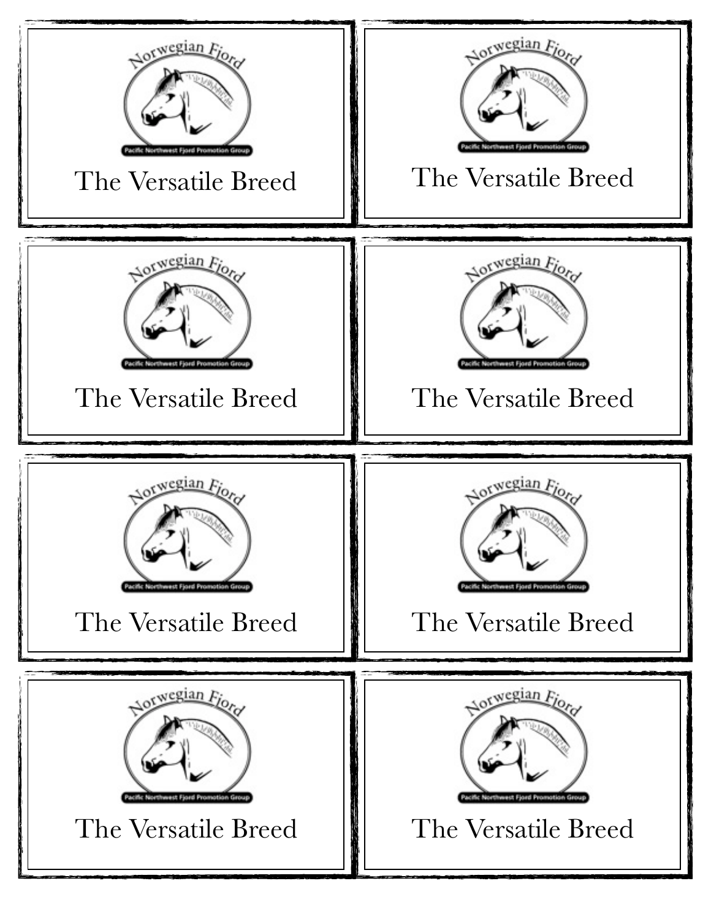Norwegian Fjord

Pacific Northwest Fjord Promotion Group

The Versatile Breed

Norwegian Fjord

Pacific Northwest Fjord Promotion Group

The Versatile Breed

Norwegian Fjord

Pacific Northwest Fjord Promotion Group

The Versatile Breed

Norwegian Fjord

Pacific Northwest Fjord Promotion Group

The Versatile Breed

Norwegian Fjord

Pacific Northwest Fjord Promotion Group

The Versatile Breed

Norwegian Fjord

Pacific Northwest Fjord Promotion Group

The Versatile Breed

Norwegian Fjord

Pacific Northwest Fjord Promotion Group

The Versatile Breed

Norwegian Fjord

Pacific Northwest Fjord Promotion Group

The Versatile Breed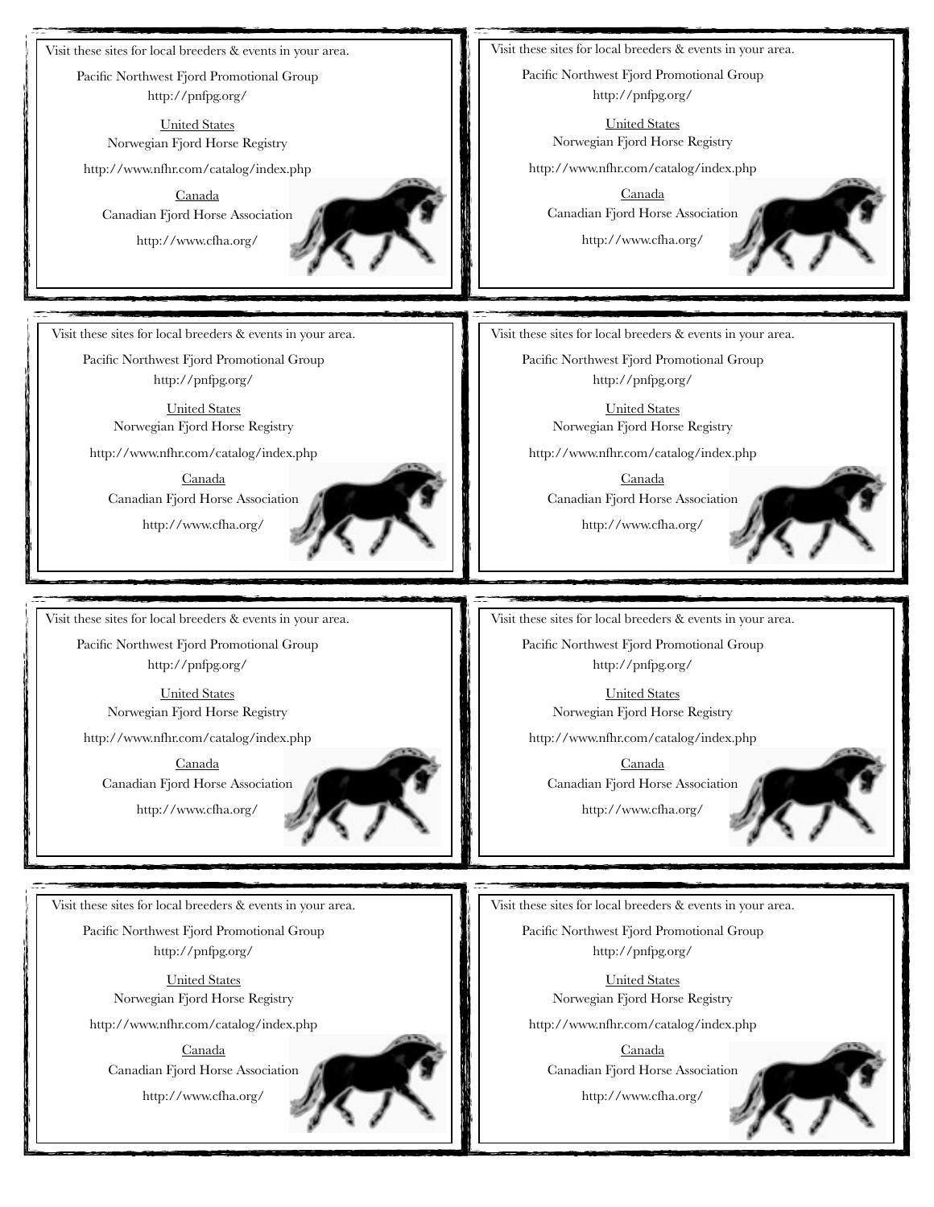Visit these sites for local breeders & events in your area.

Pacific Northwest Fjord Promotional Group
http://pnfpg.org/

United States
Norwegian Fjord Horse Registry

http://www.nfhr.com/catalog/index.php

Canada
Canadian Fjord Horse Association

http://www.cfha.org/

---

Visit these sites for local breeders & events in your area.

Pacific Northwest Fjord Promotional Group
http://pnfpg.org/

United States
Norwegian Fjord Horse Registry

http://www.nfhr.com/catalog/index.php

Canada
Canadian Fjord Horse Association

http://www.cfha.org/

---

Visit these sites for local breeders & events in your area.

Pacific Northwest Fjord Promotional Group
http://pnfpg.org/

United States
Norwegian Fjord Horse Registry

http://www.nfhr.com/catalog/index.php

Canada
Canadian Fjord Horse Association

http://www.cfha.org/

---

Visit these sites for local breeders & events in your area.

Pacific Northwest Fjord Promotional Group
http://pnfpg.org/

United States
Norwegian Fjord Horse Registry

http://www.nfhr.com/catalog/index.php

Canada
Canadian Fjord Horse Association

http://www.cfha.org/

---

Visit these sites for local breeders & events in your area.

Pacific Northwest Fjord Promotional Group
http://pnfpg.org/

United States
Norwegian Fjord Horse Registry

http://www.nfhr.com/catalog/index.php

Canada
Canadian Fjord Horse Association

http://www.cfha.org/

---

Visit these sites for local breeders & events in your area.

Pacific Northwest Fjord Promotional Group
http://pnfpg.org/

United States
Norwegian Fjord Horse Registry

http://www.nfhr.com/catalog/index.php

Canada
Canadian Fjord Horse Association

http://www.cfha.org/

---

Visit these sites for local breeders & events in your area.

Pacific Northwest Fjord Promotional Group
http://pnfpg.org/

United States
Norwegian Fjord Horse Registry

http://www.nfhr.com/catalog/index.php

Canada
Canadian Fjord Horse Association

http://www.cfha.org/

---

Visit these sites for local breeders & events in your area.

Pacific Northwest Fjord Promotional Group
http://pnfpg.org/

United States
Norwegian Fjord Horse Registry

http://www.nfhr.com/catalog/index.php

Canada
Canadian Fjord Horse Association

http://www.cfha.org/